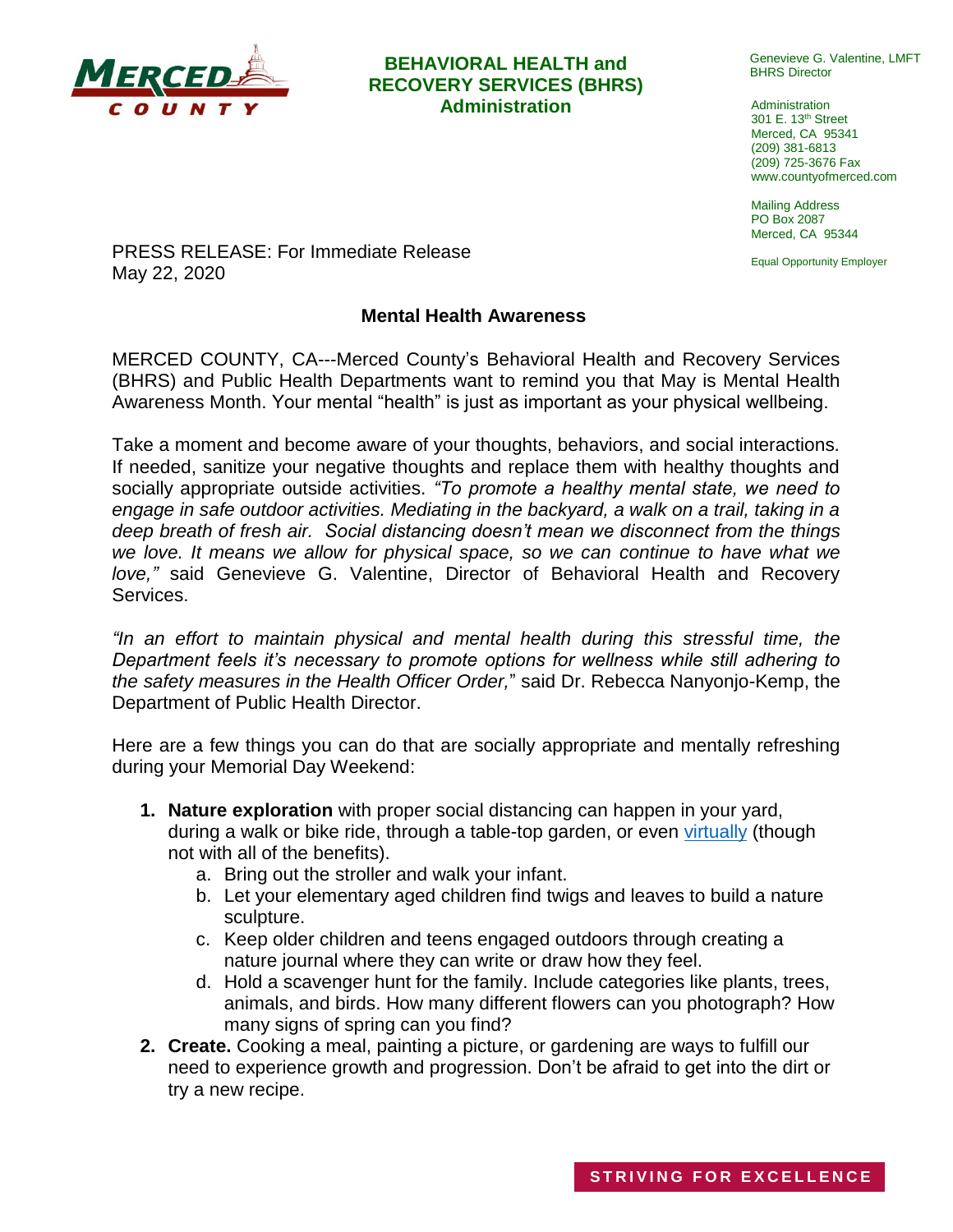**BEHAVIORAL HEALTH and RECOVERY SERVICES (BHRS) Administration**

Genevieve G. Valentine, LMFT
BHRS Director

Administration
301 E. 13th Street
Merced, CA 95341
(209) 381-6813
(209) 725-3676 Fax
www.countyofmerced.com

Mailing Address
PO Box 2087
Merced, CA 95344

Equal Opportunity Employer

PRESS RELEASE: For Immediate Release
May 22, 2020

## Mental Health Awareness

MERCED COUNTY, CA---Merced County's Behavioral Health and Recovery Services (BHRS) and Public Health Departments want to remind you that May is Mental Health Awareness Month. Your mental "health" is just as important as your physical wellbeing.

Take a moment and become aware of your thoughts, behaviors, and social interactions. If needed, sanitize your negative thoughts and replace them with healthy thoughts and socially appropriate outside activities. *"To promote a healthy mental state, we need to engage in safe outdoor activities. Mediating in the backyard, a walk on a trail, taking in a deep breath of fresh air. Social distancing doesn't mean we disconnect from the things we love. It means we allow for physical space, so we can continue to have what we love,"* said Genevieve G. Valentine, Director of Behavioral Health and Recovery Services.

*"In an effort to maintain physical and mental health during this stressful time, the Department feels it's necessary to promote options for wellness while still adhering to the safety measures in the Health Officer Order,"* said Dr. Rebecca Nanyonjo-Kemp, the Department of Public Health Director.

Here are a few things you can do that are socially appropriate and mentally refreshing during your Memorial Day Weekend:

1. **Nature exploration** with proper social distancing can happen in your yard, during a walk or bike ride, through a table-top garden, or even virtually (though not with all of the benefits).
   a. Bring out the stroller and walk your infant.
   b. Let your elementary aged children find twigs and leaves to build a nature sculpture.
   c. Keep older children and teens engaged outdoors through creating a nature journal where they can write or draw how they feel.
   d. Hold a scavenger hunt for the family. Include categories like plants, trees, animals, and birds. How many different flowers can you photograph? How many signs of spring can you find?
2. **Create.** Cooking a meal, painting a picture, or gardening are ways to fulfill our need to experience growth and progression. Don't be afraid to get into the dirt or try a new recipe.

STRIVING FOR EXCELLENCE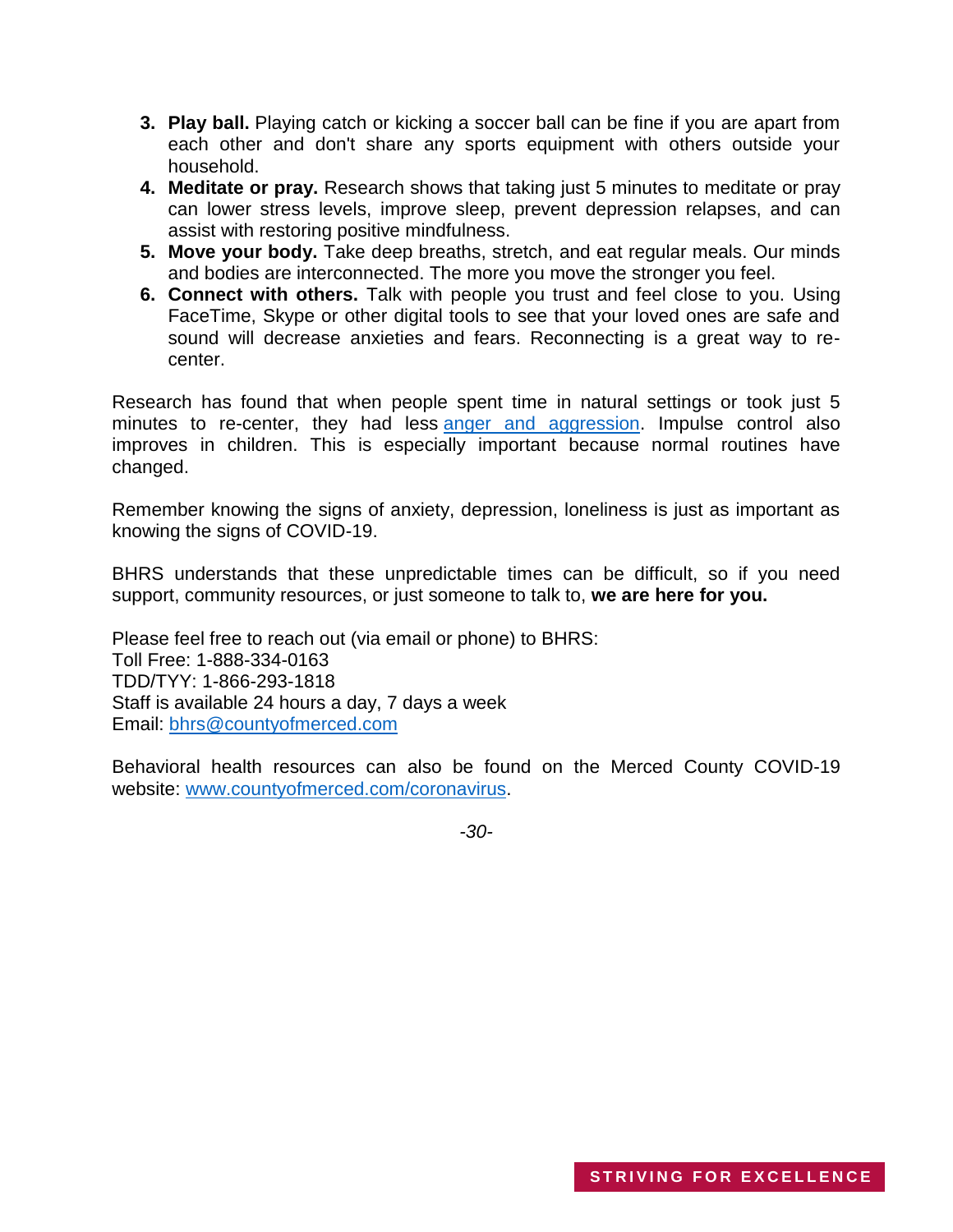3. **Play ball.** Playing catch or kicking a soccer ball can be fine if you are apart from each other and don't share any sports equipment with others outside your household.
4. **Meditate or pray.** Research shows that taking just 5 minutes to meditate or pray can lower stress levels, improve sleep, prevent depression relapses, and can assist with restoring positive mindfulness.
5. **Move your body.** Take deep breaths, stretch, and eat regular meals. Our minds and bodies are interconnected. The more you move the stronger you feel.
6. **Connect with others.** Talk with people you trust and feel close to you. Using FaceTime, Skype or other digital tools to see that your loved ones are safe and sound will decrease anxieties and fears. Reconnecting is a great way to re-center.

Research has found that when people spent time in natural settings or took just 5 minutes to re-center, they had less anger and aggression. Impulse control also improves in children. This is especially important because normal routines have changed.

Remember knowing the signs of anxiety, depression, loneliness is just as important as knowing the signs of COVID-19.

BHRS understands that these unpredictable times can be difficult, so if you need support, community resources, or just someone to talk to, **we are here for you.**

Please feel free to reach out (via email or phone) to BHRS:
Toll Free: 1-888-334-0163
TDD/TYY: 1-866-293-1818
Staff is available 24 hours a day, 7 days a week
Email: bhrs@countyofmerced.com

Behavioral health resources can also be found on the Merced County COVID-19 website: www.countyofmerced.com/coronavirus.

*-30-*